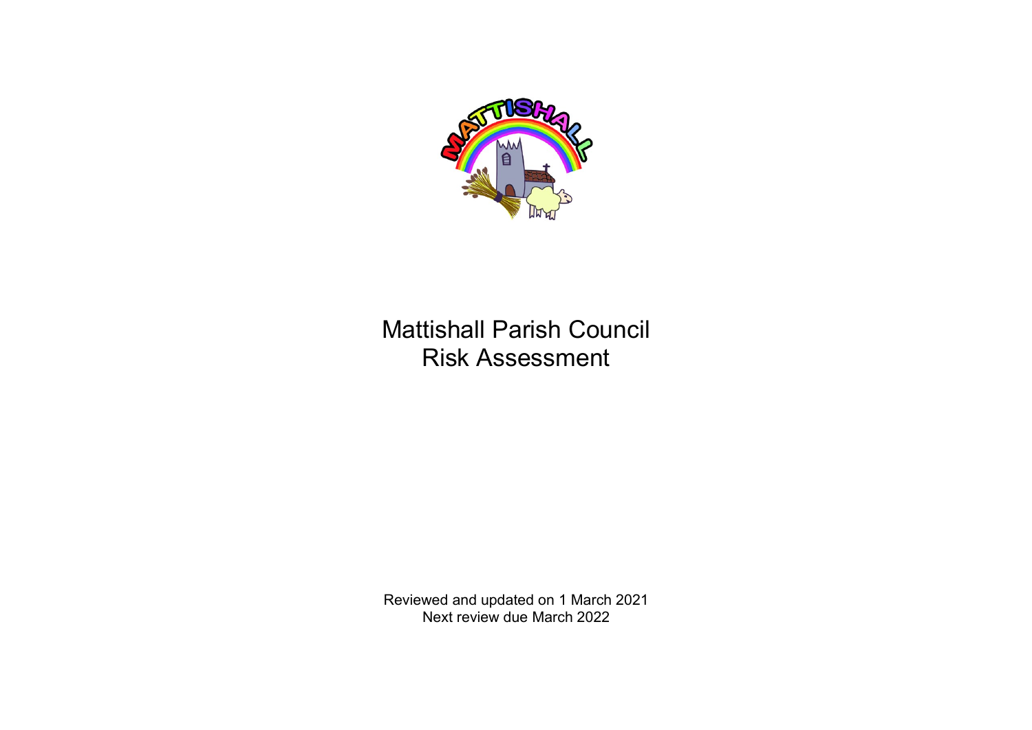# Mattishall Parish Council
# Risk Assessment

Reviewed and updated on 1 March 2021
Next review due March 2022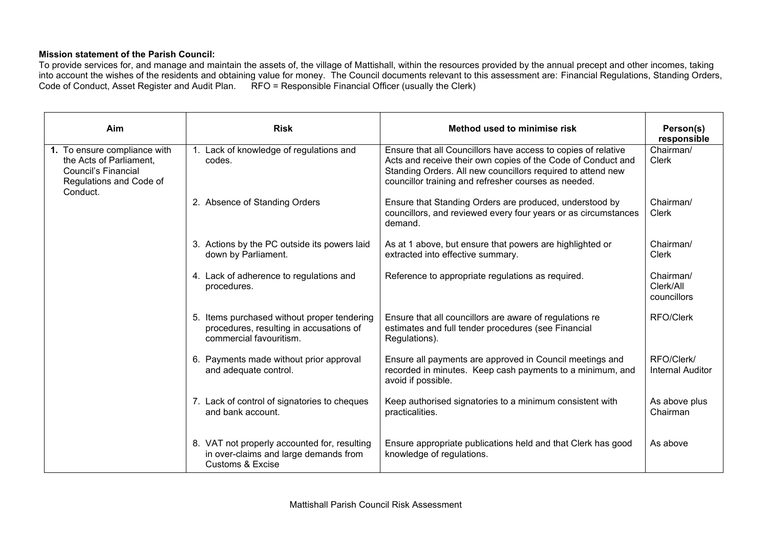**Mission statement of the Parish Council:**
To provide services for, and manage and maintain the assets of, the village of Mattishall, within the resources provided by the annual precept and other incomes, taking into account the wishes of the residents and obtaining value for money. The Council documents relevant to this assessment are: Financial Regulations, Standing Orders, Code of Conduct, Asset Register and Audit Plan. RFO = Responsible Financial Officer (usually the Clerk)

| Aim | Risk | Method used to minimise risk | Person(s) responsible |
|---|---|---|---|
| **1.** To ensure compliance with the Acts of Parliament, Council's Financial Regulations and Code of Conduct. | 1. Lack of knowledge of regulations and codes. | Ensure that all Councillors have access to copies of relative Acts and receive their own copies of the Code of Conduct and Standing Orders. All new councillors required to attend new councillor training and refresher courses as needed. | Chairman/ Clerk |
| | 2. Absence of Standing Orders | Ensure that Standing Orders are produced, understood by councillors, and reviewed every four years or as circumstances demand. | Chairman/ Clerk |
| | 3. Actions by the PC outside its powers laid down by Parliament. | As at 1 above, but ensure that powers are highlighted or extracted into effective summary. | Chairman/ Clerk |
| | 4. Lack of adherence to regulations and procedures. | Reference to appropriate regulations as required. | Chairman/ Clerk/All councillors |
| | 5. Items purchased without proper tendering procedures, resulting in accusations of commercial favouritism. | Ensure that all councillors are aware of regulations re estimates and full tender procedures (see Financial Regulations). | RFO/Clerk |
| | 6. Payments made without prior approval and adequate control. | Ensure all payments are approved in Council meetings and recorded in minutes. Keep cash payments to a minimum, and avoid if possible. | RFO/Clerk/ Internal Auditor |
| | 7. Lack of control of signatories to cheques and bank account. | Keep authorised signatories to a minimum consistent with practicalities. | As above plus Chairman |
| | 8. VAT not properly accounted for, resulting in over-claims and large demands from Customs & Excise | Ensure appropriate publications held and that Clerk has good knowledge of regulations. | As above |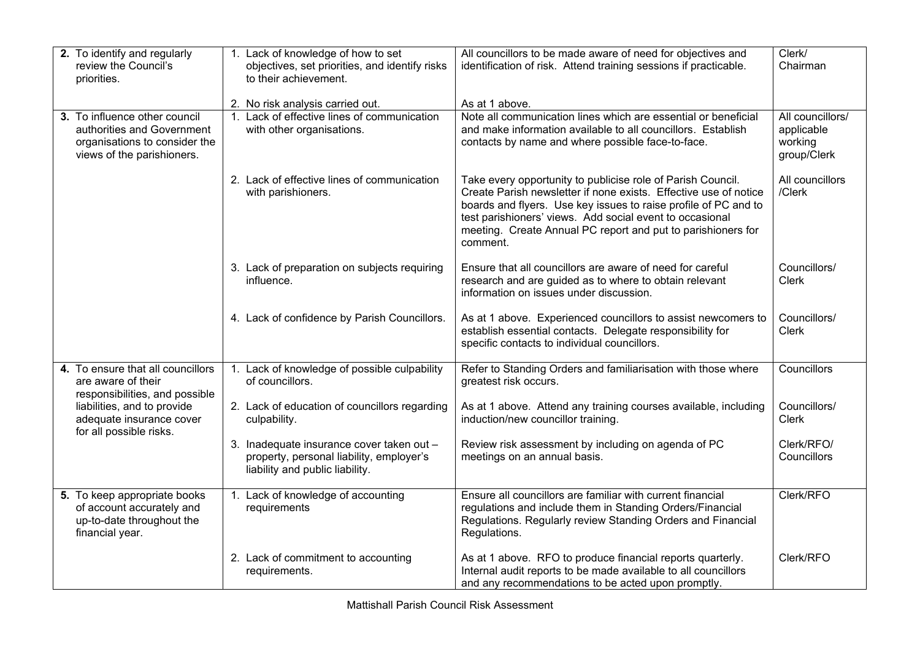| | | | |
|---|---|---|---|
| **2.** To identify and regularly review the Council's priorities. | 1. Lack of knowledge of how to set objectives, set priorities, and identify risks to their achievement. | All councillors to be made aware of need for objectives and identification of risk. Attend training sessions if practicable. | Clerk/ Chairman |
| | 2. No risk analysis carried out. | As at 1 above. | |
| **3.** To influence other council authorities and Government organisations to consider the views of the parishioners. | 1. Lack of effective lines of communication with other organisations. | Note all communication lines which are essential or beneficial and make information available to all councillors. Establish contacts by name and where possible face-to-face. | All councillors/ applicable working group/Clerk |
| | 2. Lack of effective lines of communication with parishioners. | Take every opportunity to publicise role of Parish Council. Create Parish newsletter if none exists. Effective use of notice boards and flyers. Use key issues to raise profile of PC and to test parishioners' views. Add social event to occasional meeting. Create Annual PC report and put to parishioners for comment. | All councillors /Clerk |
| | 3. Lack of preparation on subjects requiring influence. | Ensure that all councillors are aware of need for careful research and are guided as to where to obtain relevant information on issues under discussion. | Councillors/ Clerk |
| | 4. Lack of confidence by Parish Councillors. | As at 1 above. Experienced councillors to assist newcomers to establish essential contacts. Delegate responsibility for specific contacts to individual councillors. | Councillors/ Clerk |
| **4.** To ensure that all councillors are aware of their responsibilities, and possible liabilities, and to provide adequate insurance cover for all possible risks. | 1. Lack of knowledge of possible culpability of councillors. | Refer to Standing Orders and familiarisation with those where greatest risk occurs. | Councillors |
| | 2. Lack of education of councillors regarding culpability. | As at 1 above. Attend any training courses available, including induction/new councillor training. | Councillors/ Clerk |
| | 3. Inadequate insurance cover taken out – property, personal liability, employer's liability and public liability. | Review risk assessment by including on agenda of PC meetings on an annual basis. | Clerk/RFO/ Councillors |
| **5.** To keep appropriate books of account accurately and up-to-date throughout the financial year. | 1. Lack of knowledge of accounting requirements | Ensure all councillors are familiar with current financial regulations and include them in Standing Orders/Financial Regulations. Regularly review Standing Orders and Financial Regulations. | Clerk/RFO |
| | 2. Lack of commitment to accounting requirements. | As at 1 above. RFO to produce financial reports quarterly. Internal audit reports to be made available to all councillors and any recommendations to be acted upon promptly. | Clerk/RFO |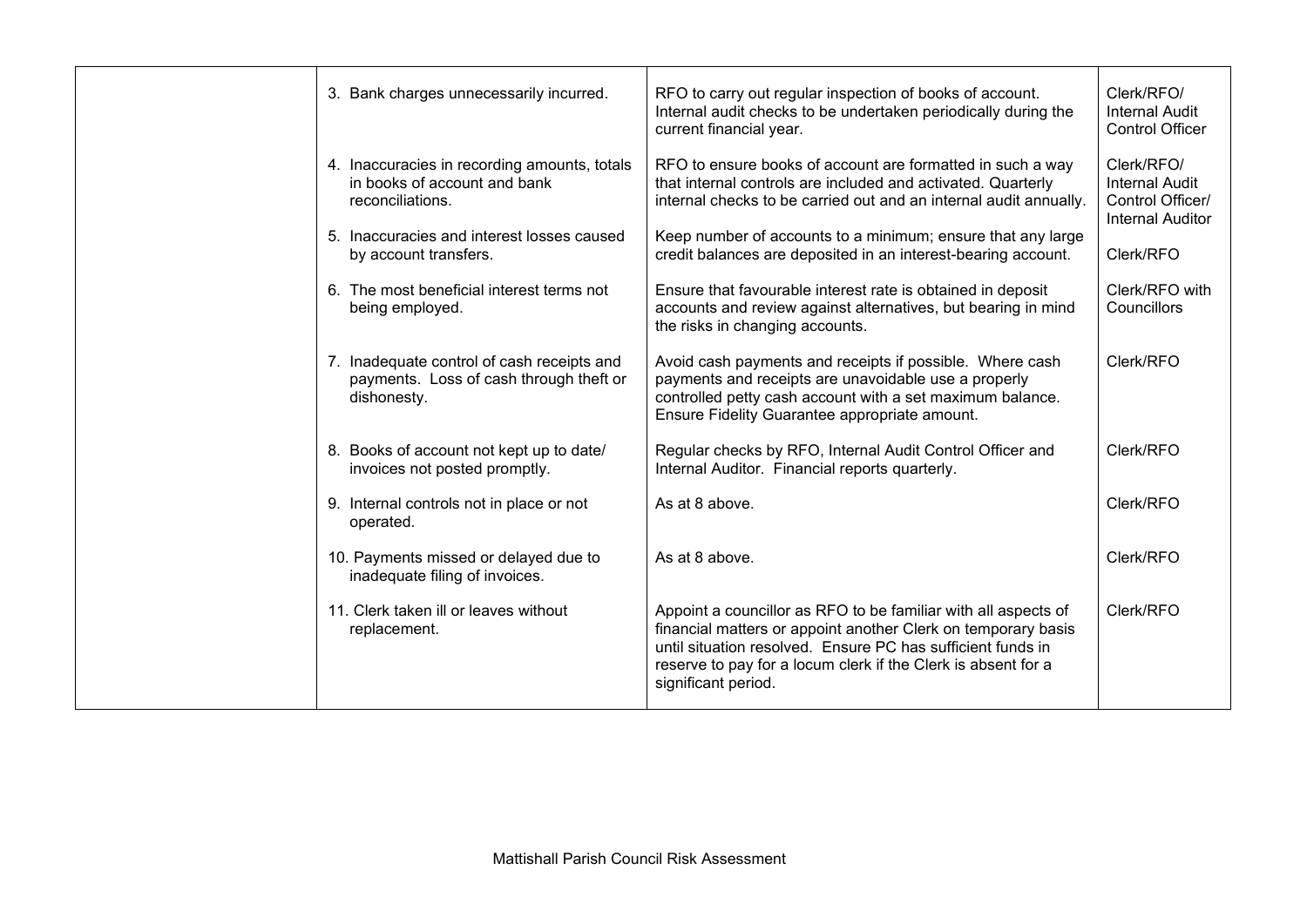| | | | |
|---|---|---|---|
| | 3. Bank charges unnecessarily incurred. | RFO to carry out regular inspection of books of account. Internal audit checks to be undertaken periodically during the current financial year. | Clerk/RFO/ Internal Audit Control Officer |
| | 4. Inaccuracies in recording amounts, totals in books of account and bank reconciliations. | RFO to ensure books of account are formatted in such a way that internal controls are included and activated. Quarterly internal checks to be carried out and an internal audit annually. | Clerk/RFO/ Internal Audit Control Officer/ Internal Auditor |
| | 5. Inaccuracies and interest losses caused by account transfers. | Keep number of accounts to a minimum; ensure that any large credit balances are deposited in an interest-bearing account. | Clerk/RFO |
| | 6. The most beneficial interest terms not being employed. | Ensure that favourable interest rate is obtained in deposit accounts and review against alternatives, but bearing in mind the risks in changing accounts. | Clerk/RFO with Councillors |
| | 7. Inadequate control of cash receipts and payments. Loss of cash through theft or dishonesty. | Avoid cash payments and receipts if possible. Where cash payments and receipts are unavoidable use a properly controlled petty cash account with a set maximum balance. Ensure Fidelity Guarantee appropriate amount. | Clerk/RFO |
| | 8. Books of account not kept up to date/ invoices not posted promptly. | Regular checks by RFO, Internal Audit Control Officer and Internal Auditor. Financial reports quarterly. | Clerk/RFO |
| | 9. Internal controls not in place or not operated. | As at 8 above. | Clerk/RFO |
| | 10. Payments missed or delayed due to inadequate filing of invoices. | As at 8 above. | Clerk/RFO |
| | 11. Clerk taken ill or leaves without replacement. | Appoint a councillor as RFO to be familiar with all aspects of financial matters or appoint another Clerk on temporary basis until situation resolved. Ensure PC has sufficient funds in reserve to pay for a locum clerk if the Clerk is absent for a significant period. | Clerk/RFO |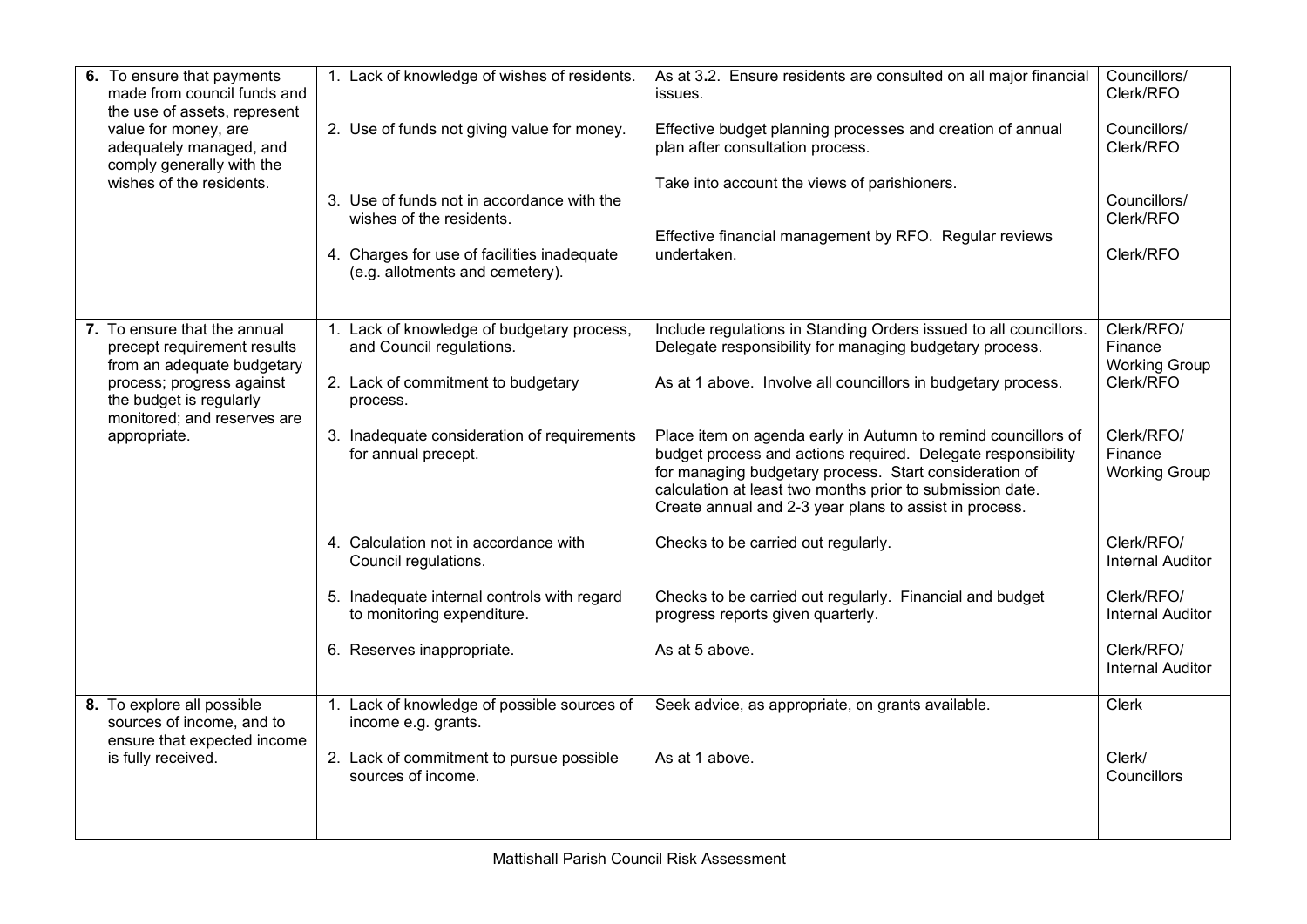| | | | |
|---|---|---|---|
| **6.** To ensure that payments made from council funds and the use of assets, represent value for money, are adequately managed, and comply generally with the wishes of the residents. | 1. Lack of knowledge of wishes of residents. | As at 3.2. Ensure residents are consulted on all major financial issues. | Councillors/ Clerk/RFO |
| | 2. Use of funds not giving value for money. | Effective budget planning processes and creation of annual plan after consultation process. | Councillors/ Clerk/RFO |
| | 3. Use of funds not in accordance with the wishes of the residents. | Take into account the views of parishioners. | Councillors/ Clerk/RFO |
| | 4. Charges for use of facilities inadequate (e.g. allotments and cemetery). | Effective financial management by RFO. Regular reviews undertaken. | Clerk/RFO |
| **7.** To ensure that the annual precept requirement results from an adequate budgetary process; progress against the budget is regularly monitored; and reserves are appropriate. | 1. Lack of knowledge of budgetary process, and Council regulations. | Include regulations in Standing Orders issued to all councillors. Delegate responsibility for managing budgetary process. | Clerk/RFO/ Finance Working Group |
| | 2. Lack of commitment to budgetary process. | As at 1 above. Involve all councillors in budgetary process. | Clerk/RFO |
| | 3. Inadequate consideration of requirements for annual precept. | Place item on agenda early in Autumn to remind councillors of budget process and actions required. Delegate responsibility for managing budgetary process. Start consideration of calculation at least two months prior to submission date. Create annual and 2-3 year plans to assist in process. | Clerk/RFO/ Finance Working Group |
| | 4. Calculation not in accordance with Council regulations. | Checks to be carried out regularly. | Clerk/RFO/ Internal Auditor |
| | 5. Inadequate internal controls with regard to monitoring expenditure. | Checks to be carried out regularly. Financial and budget progress reports given quarterly. | Clerk/RFO/ Internal Auditor |
| | 6. Reserves inappropriate. | As at 5 above. | Clerk/RFO/ Internal Auditor |
| **8.** To explore all possible sources of income, and to ensure that expected income is fully received. | 1. Lack of knowledge of possible sources of income e.g. grants. | Seek advice, as appropriate, on grants available. | Clerk |
| | 2. Lack of commitment to pursue possible sources of income. | As at 1 above. | Clerk/ Councillors |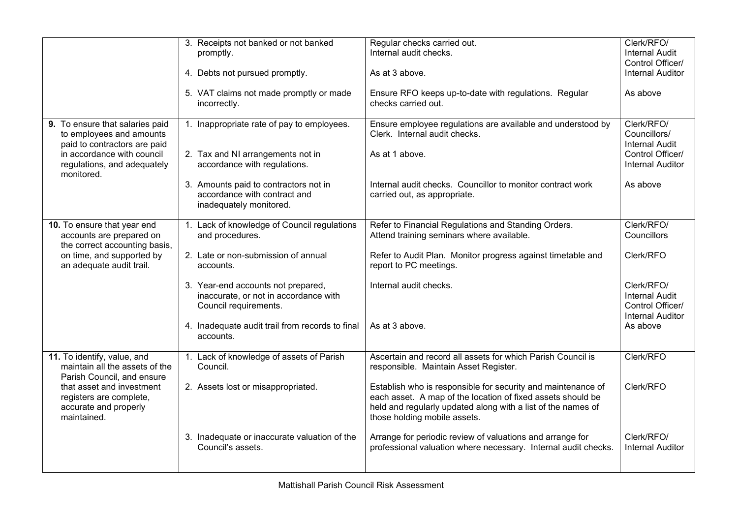| | | | |
|---|---|---|---|
| | 3. Receipts not banked or not banked promptly. | Regular checks carried out. Internal audit checks. | Clerk/RFO/ Internal Audit Control Officer/ Internal Auditor |
| | 4. Debts not pursued promptly. | As at 3 above. | |
| | 5. VAT claims not made promptly or made incorrectly. | Ensure RFO keeps up-to-date with regulations. Regular checks carried out. | As above |
| **9.** To ensure that salaries paid to employees and amounts paid to contractors are paid in accordance with council regulations, and adequately monitored. | 1. Inappropriate rate of pay to employees. | Ensure employee regulations are available and understood by Clerk. Internal audit checks. | Clerk/RFO/ Councillors/ Internal Audit Control Officer/ Internal Auditor |
| | 2. Tax and NI arrangements not in accordance with regulations. | As at 1 above. | |
| | 3. Amounts paid to contractors not in accordance with contract and inadequately monitored. | Internal audit checks. Councillor to monitor contract work carried out, as appropriate. | As above |
| **10.** To ensure that year end accounts are prepared on the correct accounting basis, on time, and supported by an adequate audit trail. | 1. Lack of knowledge of Council regulations and procedures. | Refer to Financial Regulations and Standing Orders. Attend training seminars where available. | Clerk/RFO/ Councillors |
| | 2. Late or non-submission of annual accounts. | Refer to Audit Plan. Monitor progress against timetable and report to PC meetings. | Clerk/RFO |
| | 3. Year-end accounts not prepared, inaccurate, or not in accordance with Council requirements. | Internal audit checks. | Clerk/RFO/ Internal Audit Control Officer/ Internal Auditor |
| | 4. Inadequate audit trail from records to final accounts. | As at 3 above. | As above |
| **11.** To identify, value, and maintain all the assets of the Parish Council, and ensure that asset and investment registers are complete, accurate and properly maintained. | 1. Lack of knowledge of assets of Parish Council. | Ascertain and record all assets for which Parish Council is responsible. Maintain Asset Register. | Clerk/RFO |
| | 2. Assets lost or misappropriated. | Establish who is responsible for security and maintenance of each asset. A map of the location of fixed assets should be held and regularly updated along with a list of the names of those holding mobile assets. | Clerk/RFO |
| | 3. Inadequate or inaccurate valuation of the Council's assets. | Arrange for periodic review of valuations and arrange for professional valuation where necessary. Internal audit checks. | Clerk/RFO/ Internal Auditor |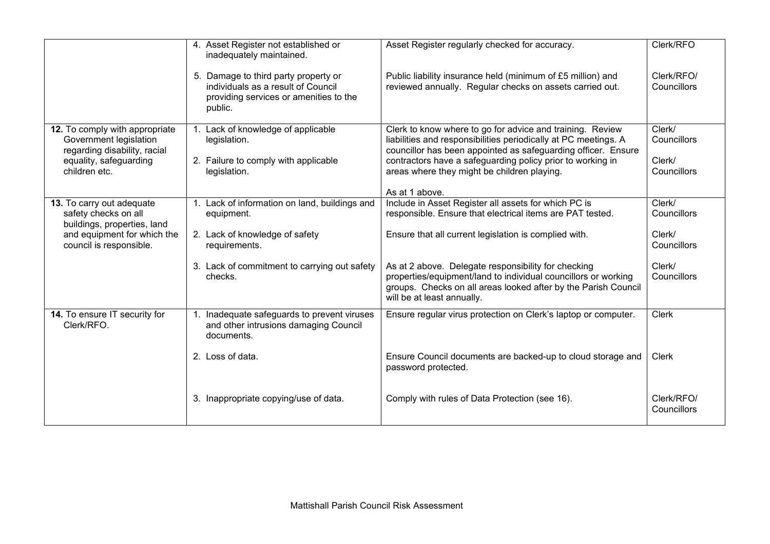| | | | |
|---|---|---|---|
| | 4. Asset Register not established or inadequately maintained.<br><br>5. Damage to third party property or individuals as a result of Council providing services or amenities to the public. | Asset Register regularly checked for accuracy.<br><br>Public liability insurance held (minimum of £5 million) and reviewed annually. Regular checks on assets carried out. | Clerk/RFO<br><br>Clerk/RFO/ Councillors |
| **12.** To comply with appropriate Government legislation regarding disability, racial equality, safeguarding children etc. | 1. Lack of knowledge of applicable legislation.<br><br>2. Failure to comply with applicable legislation. | Clerk to know where to go for advice and training. Review liabilities and responsibilities periodically at PC meetings. A councillor has been appointed as safeguarding officer. Ensure contractors have a safeguarding policy prior to working in areas where they might be children playing.<br><br>As at 1 above. | Clerk/ Councillors<br><br>Clerk/ Councillors |
| **13.** To carry out adequate safety checks on all buildings, properties, land and equipment for which the council is responsible. | 1. Lack of information on land, buildings and equipment.<br><br>2. Lack of knowledge of safety requirements.<br><br>3. Lack of commitment to carrying out safety checks. | Include in Asset Register all assets for which PC is responsible. Ensure that electrical items are PAT tested.<br><br>Ensure that all current legislation is complied with.<br><br>As at 2 above. Delegate responsibility for checking properties/equipment/land to individual councillors or working groups. Checks on all areas looked after by the Parish Council will be at least annually. | Clerk/ Councillors<br><br>Clerk/ Councillors<br><br>Clerk/ Councillors |
| **14.** To ensure IT security for Clerk/RFO. | 1. Inadequate safeguards to prevent viruses and other intrusions damaging Council documents.<br><br>2. Loss of data.<br><br>3. Inappropriate copying/use of data. | Ensure regular virus protection on Clerk's laptop or computer.<br><br>Ensure Council documents are backed-up to cloud storage and password protected.<br><br>Comply with rules of Data Protection (see 16). | Clerk<br><br>Clerk<br><br>Clerk/RFO/ Councillors |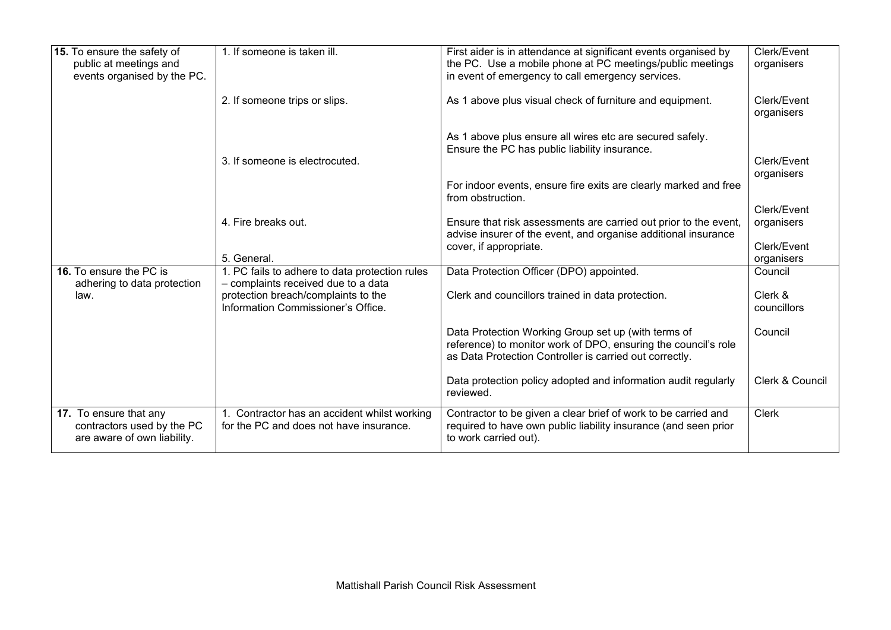| | | | |
|---|---|---|---|
| **15.** To ensure the safety of public at meetings and events organised by the PC. | 1. If someone is taken ill. | First aider is in attendance at significant events organised by the PC. Use a mobile phone at PC meetings/public meetings in event of emergency to call emergency services. | Clerk/Event organisers |
| | 2. If someone trips or slips. | As 1 above plus visual check of furniture and equipment. | Clerk/Event organisers |
| | 3. If someone is electrocuted. | As 1 above plus ensure all wires etc are secured safely. Ensure the PC has public liability insurance. | Clerk/Event organisers |
| | 4. Fire breaks out. | For indoor events, ensure fire exits are clearly marked and free from obstruction. | Clerk/Event organisers |
| | 5. General. | Ensure that risk assessments are carried out prior to the event, advise insurer of the event, and organise additional insurance cover, if appropriate. | Clerk/Event organisers |
| **16.** To ensure the PC is adhering to data protection law. | 1. PC fails to adhere to data protection rules – complaints received due to a data protection breach/complaints to the Information Commissioner's Office. | Data Protection Officer (DPO) appointed. | Council |
| | | Clerk and councillors trained in data protection. | Clerk & councillors |
| | | Data Protection Working Group set up (with terms of reference) to monitor work of DPO, ensuring the council's role as Data Protection Controller is carried out correctly. | Council |
| | | Data protection policy adopted and information audit regularly reviewed. | Clerk & Council |
| **17.** To ensure that any contractors used by the PC are aware of own liability. | 1. Contractor has an accident whilst working for the PC and does not have insurance. | Contractor to be given a clear brief of work to be carried and required to have own public liability insurance (and seen prior to work carried out). | Clerk |